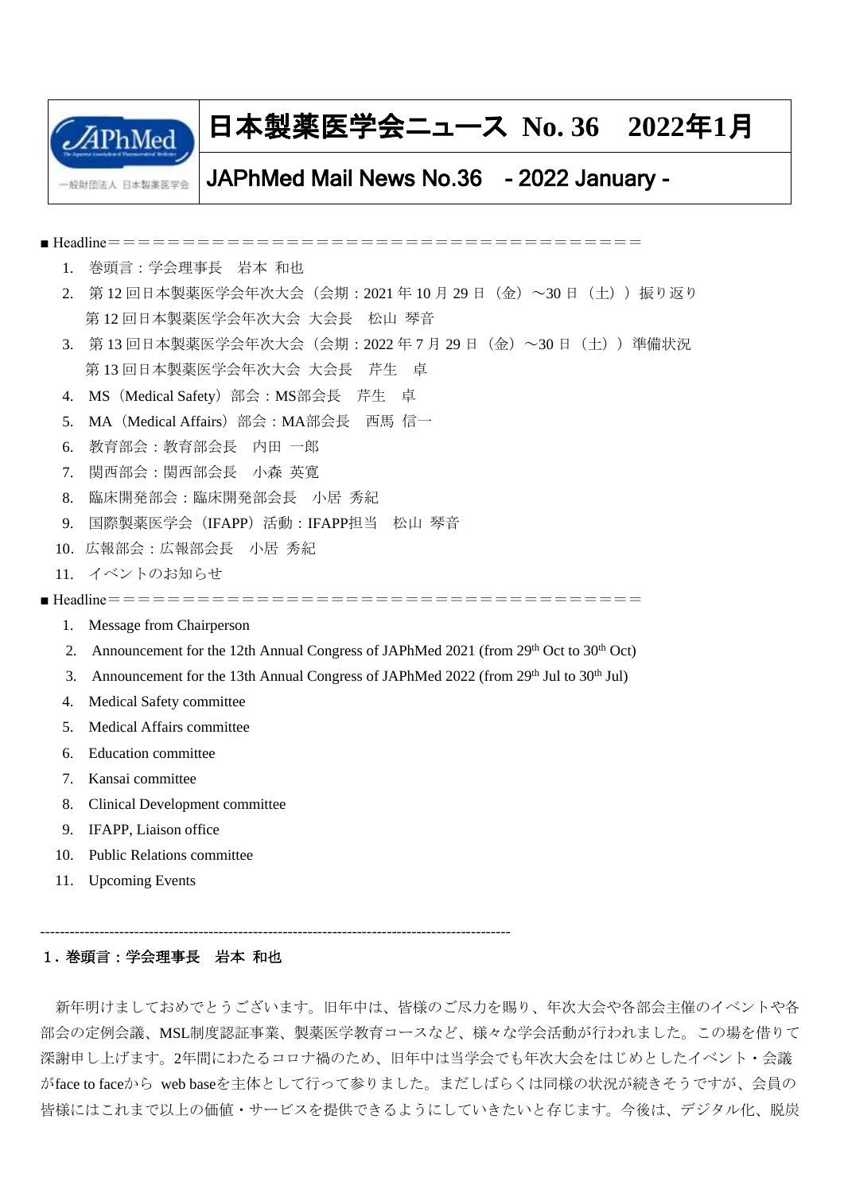# 日本製薬医学会ニュース No. 36　2022年1月

## JAPhMed Mail News No.36　- 2022 January -

■ Headline＝＝＝＝＝＝＝＝＝＝＝＝＝＝＝＝＝＝＝＝＝＝＝＝＝＝＝＝＝＝＝＝＝＝＝

1. 巻頭言：学会理事長　岩本 和也
2. 第 12 回日本製薬医学会年次大会（会期：2021 年 10 月 29 日（金）～30 日（土））振り返り
   第 12 回日本製薬医学会年次大会 大会長　松山 琴音
3. 第 13 回日本製薬医学会年次大会（会期：2022 年 7 月 29 日（金）～30 日（土））準備状況
   第 13 回日本製薬医学会年次大会 大会長　芹生　卓
4. MS（Medical Safety）部会：MS部会長　芹生　卓
5. MA（Medical Affairs）部会：MA部会長　西馬 信一
6. 教育部会：教育部会長　内田 一郎
7. 関西部会：関西部会長　小森 英寛
8. 臨床開発部会：臨床開発部会長　小居 秀紀
9. 国際製薬医学会（IFAPP）活動：IFAPP担当　松山 琴音
10. 広報部会：広報部会長　小居 秀紀
11. イベントのお知らせ

■ Headline＝＝＝＝＝＝＝＝＝＝＝＝＝＝＝＝＝＝＝＝＝＝＝＝＝＝＝＝＝＝＝＝＝＝＝

1. Message from Chairperson
2. Announcement for the 12th Annual Congress of JAPhMed 2021 (from 29th Oct to 30th Oct)
3. Announcement for the 13th Annual Congress of JAPhMed 2022 (from 29th Jul to 30th Jul)
4. Medical Safety committee
5. Medical Affairs committee
6. Education committee
7. Kansai committee
8. Clinical Development committee
9. IFAPP, Liaison office
10. Public Relations committee
11. Upcoming Events

---

### 1. 巻頭言：学会理事長　岩本 和也

新年明けましておめでとうございます。旧年中は、皆様のご尽力を賜り、年次大会や各部会主催のイベントや各部会の定例会議、MSL制度認証事業、製薬医学教育コースなど、様々な学会活動が行われました。この場を借りて深謝申し上げます。2年間にわたるコロナ禍のため、旧年中は当学会でも年次大会をはじめとしたイベント・会議がface to faceから web baseを主体として行って参りました。まだしばらくは同様の状況が続きそうですが、会員の皆様にはこれまで以上の価値・サービスを提供できるようにしていきたいと存じます。今後は、デジタル化、脱炭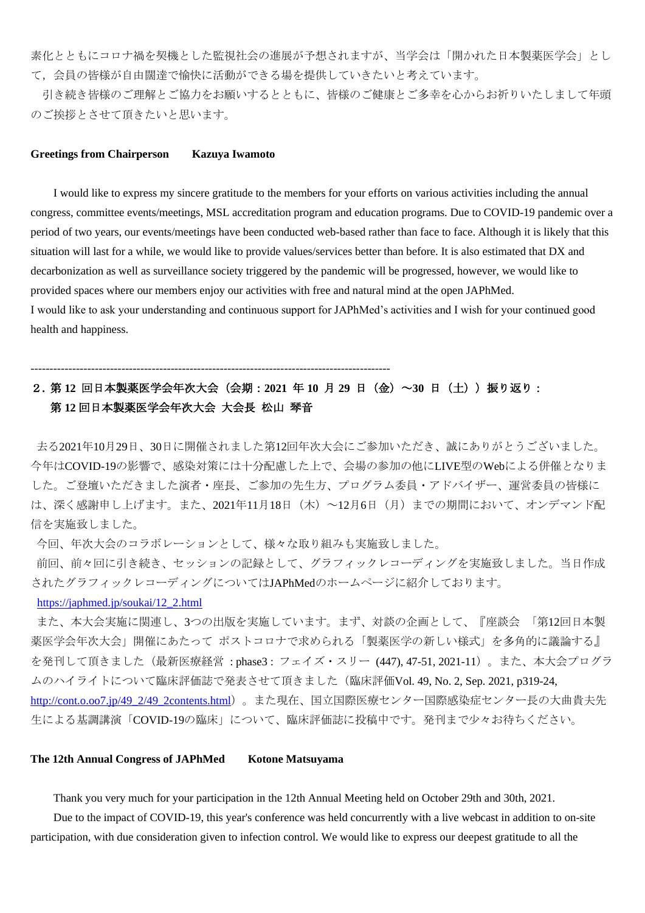素化とともにコロナ禍を契機とした監視社会の進展が予想されますが、当学会は「開かれた日本製薬医学会」として，会員の皆様が自由闊達で愉快に活動ができる場を提供していきたいと考えています。

引き続き皆様のご理解とご協力をお願いするとともに、皆様のご健康とご多幸を心からお祈りいたしまして年頭のご挨拶とさせて頂きたいと思います。

**Greetings from Chairperson　　Kazuya Iwamoto**

I would like to express my sincere gratitude to the members for your efforts on various activities including the annual congress, committee events/meetings, MSL accreditation program and education programs. Due to COVID-19 pandemic over a period of two years, our events/meetings have been conducted web-based rather than face to face. Although it is likely that this situation will last for a while, we would like to provide values/services better than before. It is also estimated that DX and decarbonization as well as surveillance society triggered by the pandemic will be progressed, however, we would like to provided spaces where our members enjoy our activities with free and natural mind at the open JAPhMed.
I would like to ask your understanding and continuous support for JAPhMed's activities and I wish for your continued good health and happiness.

---

## 2. 第 12 回日本製薬医学会年次大会（会期：2021 年 10 月 29 日（金）～30 日（土））振り返り：第 12 回日本製薬医学会年次大会 大会長 松山 琴音

去る2021年10月29日、30日に開催されました第12回年次大会にご参加いただき、誠にありがとうございました。今年はCOVID-19の影響で、感染対策には十分配慮した上で、会場の参加の他にLIVE型のWebによる併催となりました。ご登壇いただきました演者・座長、ご参加の先生方、プログラム委員・アドバイザー、運営委員の皆様には、深く感謝申し上げます。また、2021年11月18日（木）～12月6日（月）までの期間において、オンデマンド配信を実施致しました。

今回、年次大会のコラボレーションとして、様々な取り組みも実施致しました。

前回、前々回に引き続き、セッションの記録として、グラフィックレコーディングを実施致しました。当日作成されたグラフィックレコーディングについてはJAPhMedのホームページに紹介しております。

https://japhmed.jp/soukai/12_2.html

また、本大会実施に関連し、3つの出版を実施しています。まず、対談の企画として、『座談会 「第12回日本製薬医学会年次大会」開催にあたって ポストコロナで求められる「製薬医学の新しい様式」を多角的に議論する』を発刊して頂きました（最新医療経営 : phase3 : フェイズ・スリー (447), 47-51, 2021-11）。また、本大会プログラムのハイライトについて臨床評価誌で発表させて頂きました（臨床評価Vol. 49, No. 2, Sep. 2021, p319-24, http://cont.o.oo7.jp/49_2/49_2contents.html）。また現在、国立国際医療センター国際感染症センター長の大曲貴夫先生による基調講演「COVID-19の臨床」について、臨床評価誌に投稿中です。発刊まで少々お待ちください。

**The 12th Annual Congress of JAPhMed　　Kotone Matsuyama**

Thank you very much for your participation in the 12th Annual Meeting held on October 29th and 30th, 2021.

Due to the impact of COVID-19, this year's conference was held concurrently with a live webcast in addition to on-site participation, with due consideration given to infection control. We would like to express our deepest gratitude to all the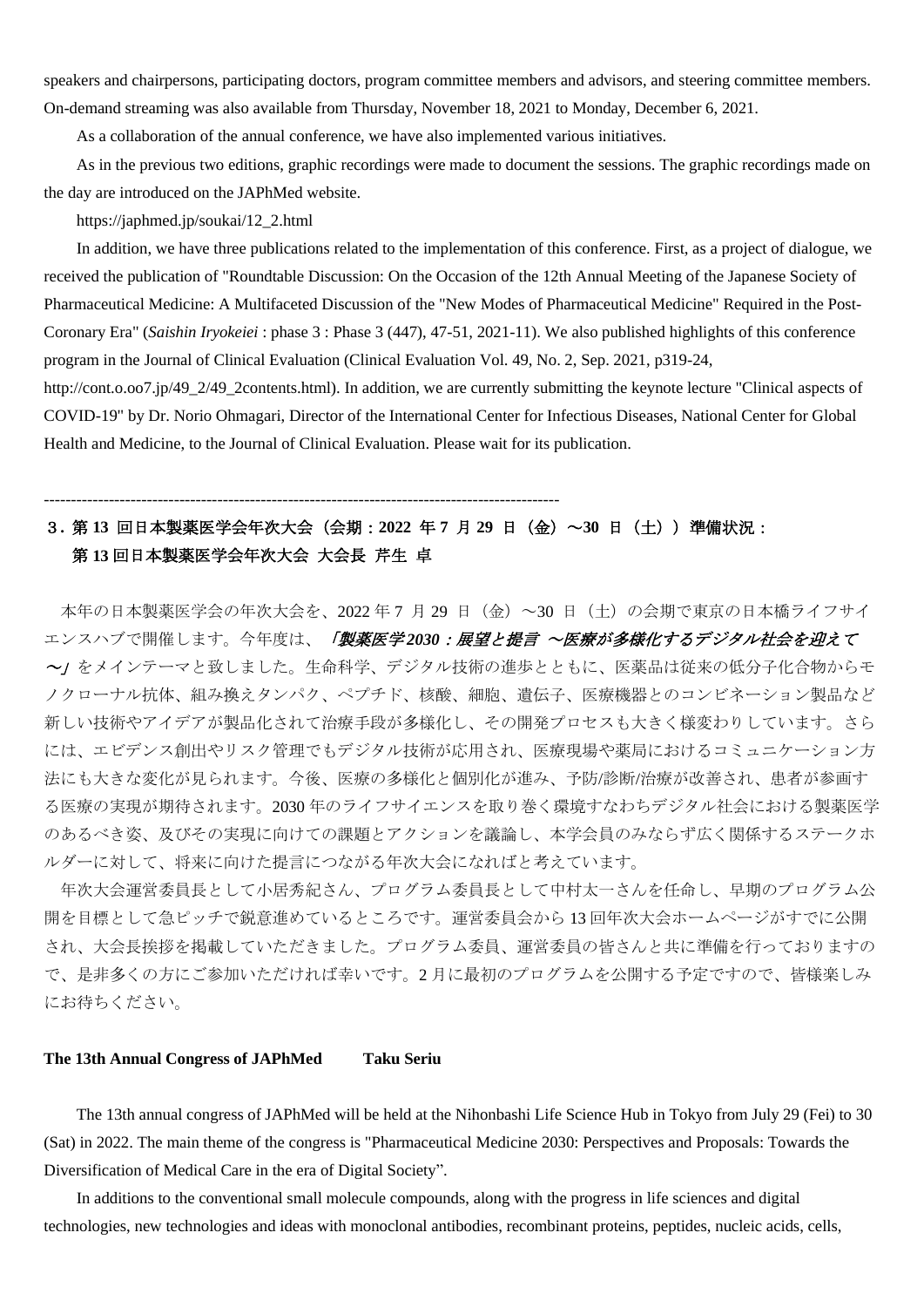speakers and chairpersons, participating doctors, program committee members and advisors, and steering committee members. On-demand streaming was also available from Thursday, November 18, 2021 to Monday, December 6, 2021.

As a collaboration of the annual conference, we have also implemented various initiatives.

As in the previous two editions, graphic recordings were made to document the sessions. The graphic recordings made on the day are introduced on the JAPhMed website.

https://japhmed.jp/soukai/12_2.html

In addition, we have three publications related to the implementation of this conference. First, as a project of dialogue, we received the publication of "Roundtable Discussion: On the Occasion of the 12th Annual Meeting of the Japanese Society of Pharmaceutical Medicine: A Multifaceted Discussion of the "New Modes of Pharmaceutical Medicine" Required in the Post-Coronary Era" (*Saishin Iryokeiei* : phase 3 : Phase 3 (447), 47-51, 2021-11). We also published highlights of this conference program in the Journal of Clinical Evaluation (Clinical Evaluation Vol. 49, No. 2, Sep. 2021, p319-24, http://cont.o.oo7.jp/49_2/49_2contents.html). In addition, we are currently submitting the keynote lecture "Clinical aspects of COVID-19" by Dr. Norio Ohmagari, Director of the International Center for Infectious Diseases, National Center for Global Health and Medicine, to the Journal of Clinical Evaluation. Please wait for its publication.

---

## 3. 第 13 回日本製薬医学会年次大会（会期：2022 年 7 月 29 日（金）～30 日（土））準備状況：第 13 回日本製薬医学会年次大会　大会長　芹生　卓

本年の日本製薬医学会の年次大会を、2022 年 7 月 29 日（金）～30 日（土）の会期で東京の日本橋ライフサイエンスハブで開催します。今年度は、***「製薬医学2030：展望と提言　～医療が多様化するデジタル社会を迎えて～」***をメインテーマと致しました。生命科学、デジタル技術の進歩とともに、医薬品は従来の低分子化合物からモノクローナル抗体、組み換えタンパク、ペプチド、核酸、細胞、遺伝子、医療機器とのコンビネーション製品など新しい技術やアイデアが製品化されて治療手段が多様化し、その開発プロセスも大きく様変わりしています。さらには、エビデンス創出やリスク管理でもデジタル技術が応用され、医療現場や薬局におけるコミュニケーション方法にも大きな変化が見られます。今後、医療の多様化と個別化が進み、予防/診断/治療が改善され、患者が参画する医療の実現が期待されます。2030 年のライフサイエンスを取り巻く環境すなわちデジタル社会における製薬医学のあるべき姿、及びその実現に向けての課題とアクションを議論し、本学会員のみならず広く関係するステークホルダーに対して、将来に向けた提言につながる年次大会になればと考えています。

年次大会運営委員長として小居秀紀さん、プログラム委員長として中村太一さんを任命し、早期のプログラム公開を目標として急ピッチで鋭意進めているところです。運営委員会から 13 回年次大会ホームページがすでに公開され、大会長挨拶を掲載していただきました。プログラム委員、運営委員の皆さんと共に準備を行っておりますので、是非多くの方にご参加いただければ幸いです。2 月に最初のプログラムを公開する予定ですので、皆様楽しみにお待ちください。

**The 13th Annual Congress of JAPhMed　　Taku Seriu**

The 13th annual congress of JAPhMed will be held at the Nihonbashi Life Science Hub in Tokyo from July 29 (Fei) to 30 (Sat) in 2022. The main theme of the congress is "Pharmaceutical Medicine 2030: Perspectives and Proposals: Towards the Diversification of Medical Care in the era of Digital Society".

In additions to the conventional small molecule compounds, along with the progress in life sciences and digital technologies, new technologies and ideas with monoclonal antibodies, recombinant proteins, peptides, nucleic acids, cells,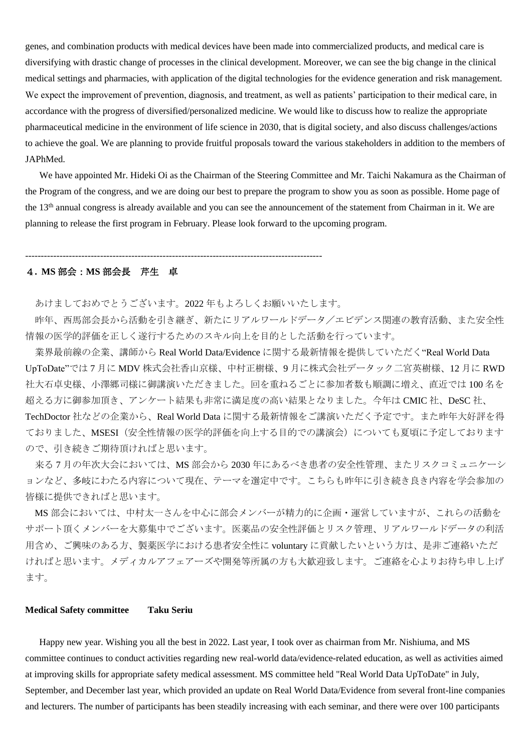genes, and combination products with medical devices have been made into commercialized products, and medical care is diversifying with drastic change of processes in the clinical development. Moreover, we can see the big change in the clinical medical settings and pharmacies, with application of the digital technologies for the evidence generation and risk management. We expect the improvement of prevention, diagnosis, and treatment, as well as patients' participation to their medical care, in accordance with the progress of diversified/personalized medicine. We would like to discuss how to realize the appropriate pharmaceutical medicine in the environment of life science in 2030, that is digital society, and also discuss challenges/actions to achieve the goal. We are planning to provide fruitful proposals toward the various stakeholders in addition to the members of JAPhMed.

We have appointed Mr. Hideki Oi as the Chairman of the Steering Committee and Mr. Taichi Nakamura as the Chairman of the Program of the congress, and we are doing our best to prepare the program to show you as soon as possible. Home page of the 13th annual congress is already available and you can see the announcement of the statement from Chairman in it. We are planning to release the first program in February. Please look forward to the upcoming program.

---

**４. MS 部会：MS 部会長　芹生　卓**

あけましておめでとうございます。2022 年もよろしくお願いいたします。

昨年、西馬部会長から活動を引き継ぎ、新たにリアルワールドデータ／エビデンス関連の教育活動、また安全性情報の医学的評価を正しく遂行するためのスキル向上を目的とした活動を行っています。

業界最前線の企業、講師から Real World Data/Evidence に関する最新情報を提供していただく"Real World Data UpToDate"では 7 月に MDV 株式会社香山京様、中村正樹様、9 月に株式会社データック二宮英樹様、12 月に RWD 社大石卓史様、小澤郷司様に御講演いただきました。回を重ねるごとに参加者数も順調に増え、直近では 100 名を超える方に御参加頂き、アンケート結果も非常に満足度の高い結果となりました。今年は CMIC 社、DeSC 社、TechDoctor 社などの企業から、Real World Data に関する最新情報をご講演いただく予定です。また昨年大好評を得ておりました、MSESI（安全性情報の医学的評価を向上する目的での講演会）についても夏頃に予定しておりますので、引き続きご期待頂ければと思います。

来る 7 月の年次大会においては、MS 部会から 2030 年にあるべき患者の安全性管理、またリスクコミュニケーションなど、多岐にわたる内容について現在、テーマを選定中です。こちらも昨年に引き続き良き内容を学会参加の皆様に提供できればと思います。

MS 部会においては、中村太一さんを中心に部会メンバーが精力的に企画・運営していますが、これらの活動をサポート頂くメンバーを大募集中でございます。医薬品の安全性評価とリスク管理、リアルワールドデータの利活用含め、ご興味のある方、製薬医学における患者安全性に voluntary に貢献したいという方は、是非ご連絡いただければと思います。メディカルアフェアーズや開発等所属の方も大歓迎致します。ご連絡を心よりお待ち申し上げます。

**Medical Safety committee　　Taku Seriu**

Happy new year. Wishing you all the best in 2022. Last year, I took over as chairman from Mr. Nishiuma, and MS committee continues to conduct activities regarding new real-world data/evidence-related education, as well as activities aimed at improving skills for appropriate safety medical assessment. MS committee held "Real World Data UpToDate" in July, September, and December last year, which provided an update on Real World Data/Evidence from several front-line companies and lecturers. The number of participants has been steadily increasing with each seminar, and there were over 100 participants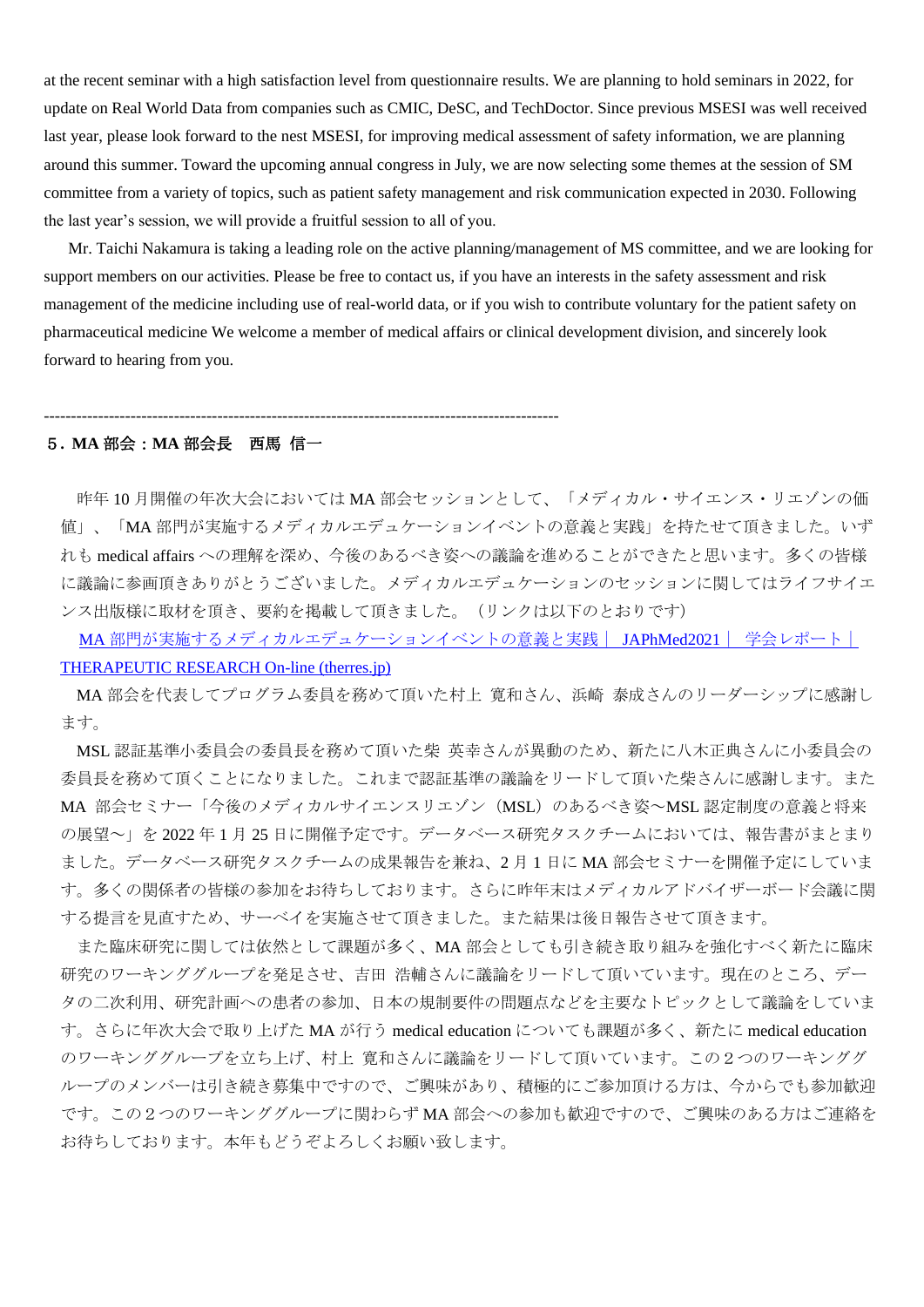at the recent seminar with a high satisfaction level from questionnaire results. We are planning to hold seminars in 2022, for update on Real World Data from companies such as CMIC, DeSC, and TechDoctor. Since previous MSESI was well received last year, please look forward to the nest MSESI, for improving medical assessment of safety information, we are planning around this summer. Toward the upcoming annual congress in July, we are now selecting some themes at the session of SM committee from a variety of topics, such as patient safety management and risk communication expected in 2030. Following the last year's session, we will provide a fruitful session to all of you.

Mr. Taichi Nakamura is taking a leading role on the active planning/management of MS committee, and we are looking for support members on our activities. Please be free to contact us, if you have an interests in the safety assessment and risk management of the medicine including use of real-world data, or if you wish to contribute voluntary for the patient safety on pharmaceutical medicine We welcome a member of medical affairs or clinical development division, and sincerely look forward to hearing from you.

---

## 5．MA 部会：MA 部会長　西馬 信一

昨年 10 月開催の年次大会においては MA 部会セッションとして、「メディカル・サイエンス・リエゾンの価値」、「MA 部門が実施するメディカルエデュケーションイベントの意義と実践」を持たせて頂きました。いずれも medical affairs への理解を深め、今後のあるべき姿への議論を進めることができたと思います。多くの皆様に議論に参画頂きありがとうございました。メディカルエデュケーションのセッションに関してはライフサイエンス出版様に取材を頂き、要約を掲載して頂きました。（リンクは以下のとおりです）

[MA 部門が実施するメディカルエデュケーションイベントの意義と実践｜ JAPhMed2021 ｜ 学会レポート｜ THERAPEUTIC RESEARCH On-line (therres.jp)](therres.jp)

MA 部会を代表してプログラム委員を務めて頂いた村上 寛和さん、浜崎 泰成さんのリーダーシップに感謝します。

MSL 認証基準小委員会の委員長を務めて頂いた柴 英幸さんが異動のため、新たに八木正典さんに小委員会の委員長を務めて頂くことになりました。これまで認証基準の議論をリードして頂いた柴さんに感謝します。また MA 部会セミナー「今後のメディカルサイエンスリエゾン（MSL）のあるべき姿～MSL 認定制度の意義と将来の展望～」を 2022 年 1 月 25 日に開催予定です。データベース研究タスクチームにおいては、報告書がまとまりました。データベース研究タスクチームの成果報告を兼ね、2 月 1 日に MA 部会セミナーを開催予定にしています。多くの関係者の皆様の参加をお待ちしております。さらに昨年末はメディカルアドバイザーボード会議に関する提言を見直すため、サーベイを実施させて頂きました。また結果は後日報告させて頂きます。

また臨床研究に関しては依然として課題が多く、MA 部会としても引き続き取り組みを強化すべく新たに臨床研究のワーキンググループを発足させ、吉田 浩輔さんに議論をリードして頂いています。現在のところ、データの二次利用、研究計画への患者の参加、日本の規制要件の問題点などを主要なトピックとして議論をしています。さらに年次大会で取り上げた MA が行う medical education についても課題が多く、新たに medical education のワーキンググループを立ち上げ、村上 寛和さんに議論をリードして頂いています。この２つのワーキンググループのメンバーは引き続き募集中ですので、ご興味があり、積極的にご参加頂ける方は、今からでも参加歓迎です。この２つのワーキンググループに関わらず MA 部会への参加も歓迎ですので、ご興味のある方はご連絡をお待ちしております。本年もどうぞよろしくお願い致します。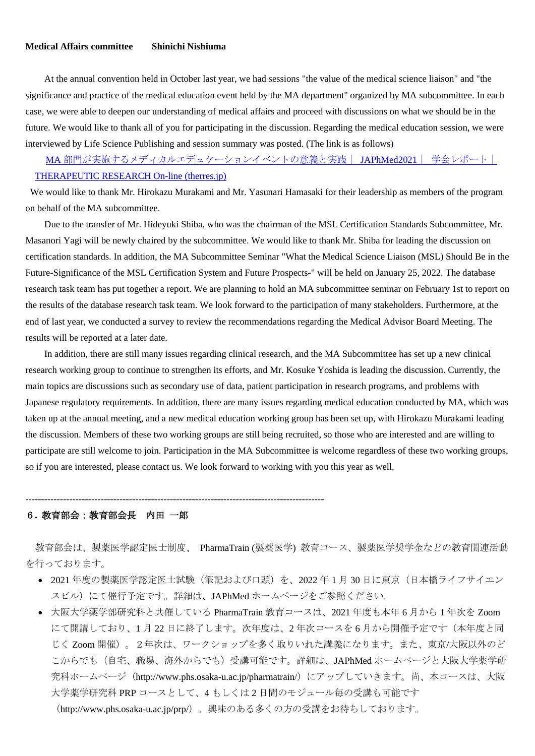**Medical Affairs committee　　Shinichi Nishiuma**

At the annual convention held in October last year, we had sessions "the value of the medical science liaison" and "the significance and practice of the medical education event held by the MA department" organized by MA subcommittee. In each case, we were able to deepen our understanding of medical affairs and proceed with discussions on what we should be in the future. We would like to thank all of you for participating in the discussion. Regarding the medical education session, we were interviewed by Life Science Publishing and session summary was posted. (The link is as follows)

MA 部門が実施するメディカルエデュケーションイベントの意義と実践｜ JAPhMed2021｜ 学会レポート｜ THERAPEUTIC RESEARCH On-line (therres.jp)

We would like to thank Mr. Hirokazu Murakami and Mr. Yasunari Hamasaki for their leadership as members of the program on behalf of the MA subcommittee.

Due to the transfer of Mr. Hideyuki Shiba, who was the chairman of the MSL Certification Standards Subcommittee, Mr. Masanori Yagi will be newly chaired by the subcommittee. We would like to thank Mr. Shiba for leading the discussion on certification standards. In addition, the MA Subcommittee Seminar "What the Medical Science Liaison (MSL) Should Be in the Future-Significance of the MSL Certification System and Future Prospects-" will be held on January 25, 2022. The database research task team has put together a report. We are planning to hold an MA subcommittee seminar on February 1st to report on the results of the database research task team. We look forward to the participation of many stakeholders. Furthermore, at the end of last year, we conducted a survey to review the recommendations regarding the Medical Advisor Board Meeting. The results will be reported at a later date.

In addition, there are still many issues regarding clinical research, and the MA Subcommittee has set up a new clinical research working group to continue to strengthen its efforts, and Mr. Kosuke Yoshida is leading the discussion. Currently, the main topics are discussions such as secondary use of data, patient participation in research programs, and problems with Japanese regulatory requirements. In addition, there are many issues regarding medical education conducted by MA, which was taken up at the annual meeting, and a new medical education working group has been set up, with Hirokazu Murakami leading the discussion. Members of these two working groups are still being recruited, so those who are interested and are willing to participate are still welcome to join. Participation in the MA Subcommittee is welcome regardless of these two working groups, so if you are interested, please contact us. We look forward to working with you this year as well.

---

**６. 教育部会：教育部会長　内田 一郎**

教育部会は、製薬医学認定医士制度、 PharmaTrain (製薬医学) 教育コース、製薬医学奨学金などの教育関連活動を行っております。

- 2021 年度の製薬医学認定医士試験（筆記および口頭）を、2022 年 1 月 30 日に東京（日本橋ライフサイエンスビル）にて催行予定です。詳細は、JAPhMed ホームページをご参照ください。
- 大阪大学薬学部研究科と共催している PharmaTrain 教育コースは、2021 年度も本年 6 月から 1 年次を Zoom にて開講しており、1 月 22 日に終了します。次年度は、2 年次コースを 6 月から開催予定です（本年度と同じく Zoom 開催）。２年次は、ワークショップを多く取りいれた講義になります。また、東京/大阪以外のどこからでも（自宅、職場、海外からでも）受講可能です。詳細は、JAPhMed ホームページと大阪大学薬学研究科ホームページ（http://www.phs.osaka-u.ac.jp/pharmatrain/）にアップしていきます。尚、本コースは、大阪大学薬学研究科 PRP コースとして、4 もしくは 2 日間のモジュール毎の受講も可能です（http://www.phs.osaka-u.ac.jp/prp/）。興味のある多くの方の受講をお待ちしております。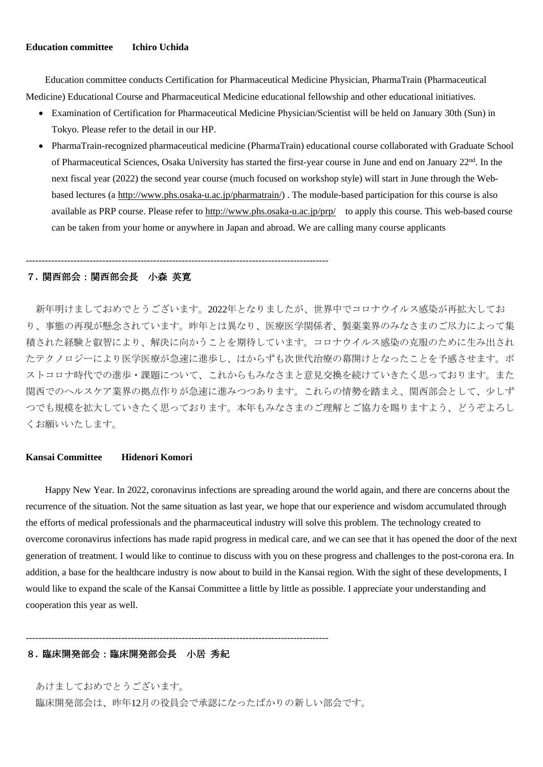**Education committee　　Ichiro Uchida**

Education committee conducts Certification for Pharmaceutical Medicine Physician, PharmaTrain (Pharmaceutical Medicine) Educational Course and Pharmaceutical Medicine educational fellowship and other educational initiatives.

- Examination of Certification for Pharmaceutical Medicine Physician/Scientist will be held on January 30th (Sun) in Tokyo. Please refer to the detail in our HP.
- PharmaTrain-recognized pharmaceutical medicine (PharmaTrain) educational course collaborated with Graduate School of Pharmaceutical Sciences, Osaka University has started the first-year course in June and end on January 22nd. In the next fiscal year (2022) the second year course (much focused on workshop style) will start in June through the Web-based lectures (a http://www.phs.osaka-u.ac.jp/pharmatrain/) . The module-based participation for this course is also available as PRP course. Please refer to http://www.phs.osaka-u.ac.jp/prp/　to apply this course. This web-based course can be taken from your home or anywhere in Japan and abroad. We are calling many course applicants.

---

**７. 関西部会：関西部会長　小森 英寛**

新年明けましておめでとうございます。2022年となりましたが、世界中でコロナウイルス感染が再拡大しており、事態の再現が懸念されています。昨年とは異なり、医療医学関係者、製薬業界のみなさまのご尽力によって集積された経験と叡智により、解決に向かうことを期待しています。コロナウイルス感染の克服のために生み出されたテクノロジーにより医学医療が急速に進歩し、はからずも次世代治療の幕開けとなったことを予感させます。ポストコロナ時代での進歩・課題について、これからもみなさまと意見交換を続けていきたく思っております。また関西でのヘルスケア業界の拠点作りが急速に進みつつあります。これらの情勢を踏まえ、関西部会として、少しずつでも規模を拡大していきたく思っております。本年もみなさまのご理解とご協力を賜りますよう、どうぞよろしくお願いいたします。

**Kansai Committee　　Hidenori Komori**

Happy New Year. In 2022, coronavirus infections are spreading around the world again, and there are concerns about the recurrence of the situation. Not the same situation as last year, we hope that our experience and wisdom accumulated through the efforts of medical professionals and the pharmaceutical industry will solve this problem. The technology created to overcome coronavirus infections has made rapid progress in medical care, and we can see that it has opened the door of the next generation of treatment. I would like to continue to discuss with you on these progress and challenges to the post-corona era. In addition, a base for the healthcare industry is now about to build in the Kansai region. With the sight of these developments, I would like to expand the scale of the Kansai Committee a little by little as possible. I appreciate your understanding and cooperation this year as well.

---

**８. 臨床開発部会：臨床開発部会長　小居 秀紀**

あけましておめでとうございます。

臨床開発部会は、昨年12月の役員会で承認になったばかりの新しい部会です。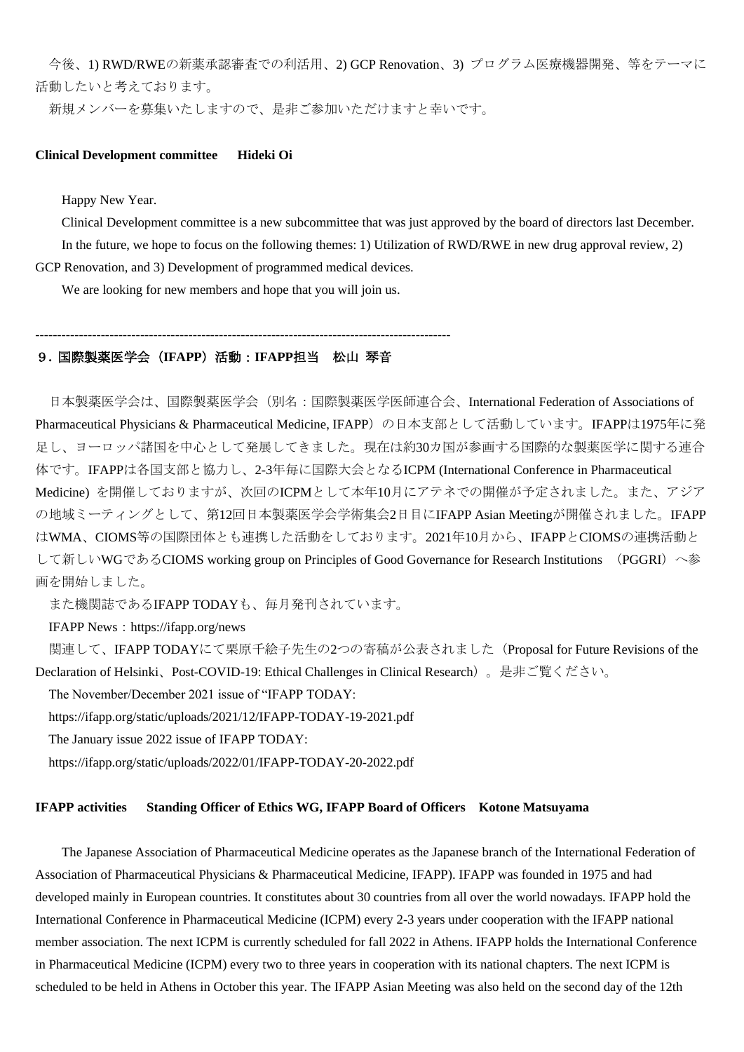今後、1) RWD/RWEの新薬承認審査での利活用、2) GCP Renovation、3) プログラム医療機器開発、等をテーマに活動したいと考えております。

新規メンバーを募集いたしますので、是非ご参加いただけますと幸いです。

**Clinical Development committee　Hideki Oi**

Happy New Year.

Clinical Development committee is a new subcommittee that was just approved by the board of directors last December.

In the future, we hope to focus on the following themes: 1) Utilization of RWD/RWE in new drug approval review, 2) GCP Renovation, and 3) Development of programmed medical devices.

We are looking for new members and hope that you will join us.

---

## 9. 国際製薬医学会（IFAPP）活動：IFAPP担当　松山 琴音

日本製薬医学会は、国際製薬医学会（別名：国際製薬医学医師連合会、International Federation of Associations of Pharmaceutical Physicians & Pharmaceutical Medicine, IFAPP）の日本支部として活動しています。IFAPPは1975年に発足し、ヨーロッパ諸国を中心として発展してきました。現在は約30カ国が参画する国際的な製薬医学に関する連合体です。IFAPPは各国支部と協力し、2-3年毎に国際大会となるICPM (International Conference in Pharmaceutical Medicine) を開催しておりますが、次回のICPMとして本年10月にアテネでの開催が予定されました。また、アジアの地域ミーティングとして、第12回日本製薬医学会学術集会2日目にIFAPP Asian Meetingが開催されました。IFAPPはWMA、CIOMS等の国際団体とも連携した活動をしております。2021年10月から、IFAPPとCIOMSの連携活動として新しいWGであるCIOMS working group on Principles of Good Governance for Research Institutions （PGGRI）へ参画を開始しました。

また機関誌であるIFAPP TODAYも、毎月発刊されています。

IFAPP News：https://ifapp.org/news

関連して、IFAPP TODAYにて栗原千絵子先生の2つの寄稿が公表されました（Proposal for Future Revisions of the Declaration of Helsinki、Post-COVID-19: Ethical Challenges in Clinical Research）。是非ご覧ください。

The November/December 2021 issue of "IFAPP TODAY:

https://ifapp.org/static/uploads/2021/12/IFAPP-TODAY-19-2021.pdf

The January issue 2022 issue of IFAPP TODAY:

https://ifapp.org/static/uploads/2022/01/IFAPP-TODAY-20-2022.pdf

**IFAPP activities　Standing Officer of Ethics WG, IFAPP Board of Officers　Kotone Matsuyama**

The Japanese Association of Pharmaceutical Medicine operates as the Japanese branch of the International Federation of Association of Pharmaceutical Physicians & Pharmaceutical Medicine, IFAPP). IFAPP was founded in 1975 and had developed mainly in European countries. It constitutes about 30 countries from all over the world nowadays. IFAPP hold the International Conference in Pharmaceutical Medicine (ICPM) every 2-3 years under cooperation with the IFAPP national member association. The next ICPM is currently scheduled for fall 2022 in Athens. IFAPP holds the International Conference in Pharmaceutical Medicine (ICPM) every two to three years in cooperation with its national chapters. The next ICPM is scheduled to be held in Athens in October this year. The IFAPP Asian Meeting was also held on the second day of the 12th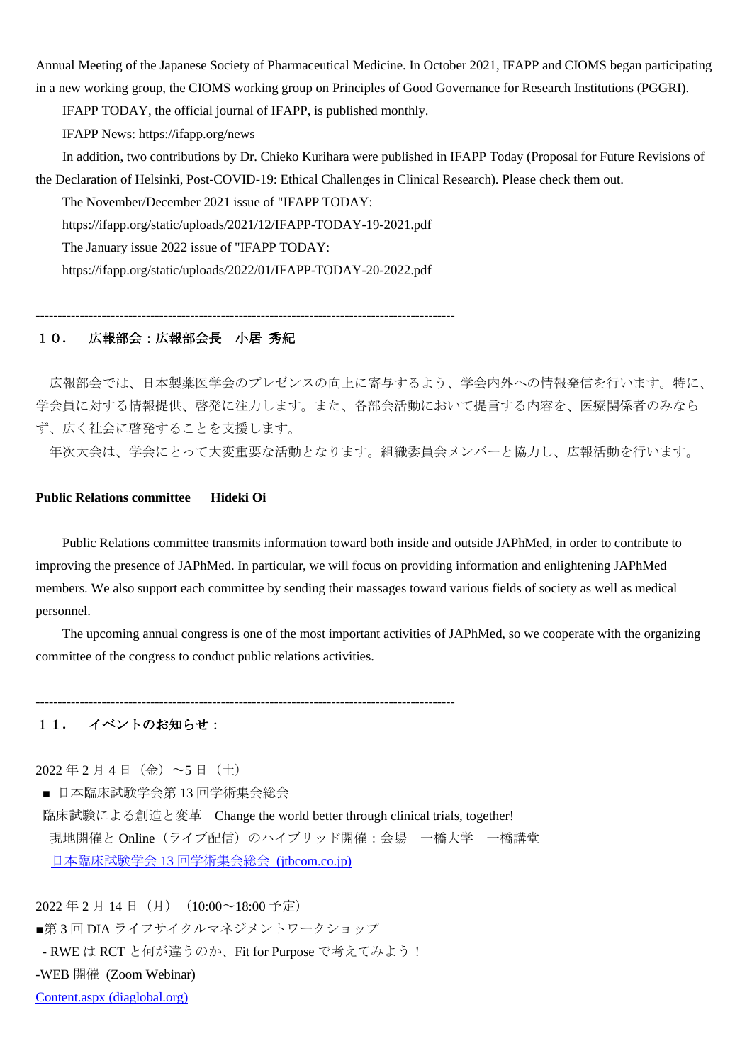Annual Meeting of the Japanese Society of Pharmaceutical Medicine. In October 2021, IFAPP and CIOMS began participating in a new working group, the CIOMS working group on Principles of Good Governance for Research Institutions (PGGRI).

IFAPP TODAY, the official journal of IFAPP, is published monthly.

IFAPP News: https://ifapp.org/news

In addition, two contributions by Dr. Chieko Kurihara were published in IFAPP Today (Proposal for Future Revisions of the Declaration of Helsinki, Post-COVID-19: Ethical Challenges in Clinical Research). Please check them out.

The November/December 2021 issue of "IFAPP TODAY:

https://ifapp.org/static/uploads/2021/12/IFAPP-TODAY-19-2021.pdf

The January issue 2022 issue of "IFAPP TODAY:

https://ifapp.org/static/uploads/2022/01/IFAPP-TODAY-20-2022.pdf

---------------------------------------------------------------------------------------------

## １０．　広報部会：広報部会長　小居 秀紀

広報部会では、日本製薬医学会のプレゼンスの向上に寄与するよう、学会内外への情報発信を行います。特に、学会員に対する情報提供、啓発に注力します。また、各部会活動において提言する内容を、医療関係者のみならず、広く社会に啓発することを支援します。

年次大会は、学会にとって大変重要な活動となります。組織委員会メンバーと協力し、広報活動を行います。

**Public Relations committee　　Hideki Oi**

Public Relations committee transmits information toward both inside and outside JAPhMed, in order to contribute to improving the presence of JAPhMed. In particular, we will focus on providing information and enlightening JAPhMed members. We also support each committee by sending their massages toward various fields of society as well as medical personnel.

The upcoming annual congress is one of the most important activities of JAPhMed, so we cooperate with the organizing committee of the congress to conduct public relations activities.

---------------------------------------------------------------------------------------------

## １１．　イベントのお知らせ：

2022 年 2 月 4 日（金）～5 日（土）

■ 日本臨床試験学会第 13 回学術集会総会

臨床試験による創造と変革　Change the world better through clinical trials, together!

現地開催と Online（ライブ配信）のハイブリッド開催：会場　一橋大学　一橋講堂

日本臨床試験学会 13 回学術集会総会 (jtbcom.co.jp)

2022 年 2 月 14 日（月）（10:00～18:00 予定）

■第 3 回 DIA ライフサイクルマネジメントワークショップ

- RWE は RCT と何が違うのか、Fit for Purpose で考えてみよう！

-WEB 開催 (Zoom Webinar)

Content.aspx (diaglobal.org)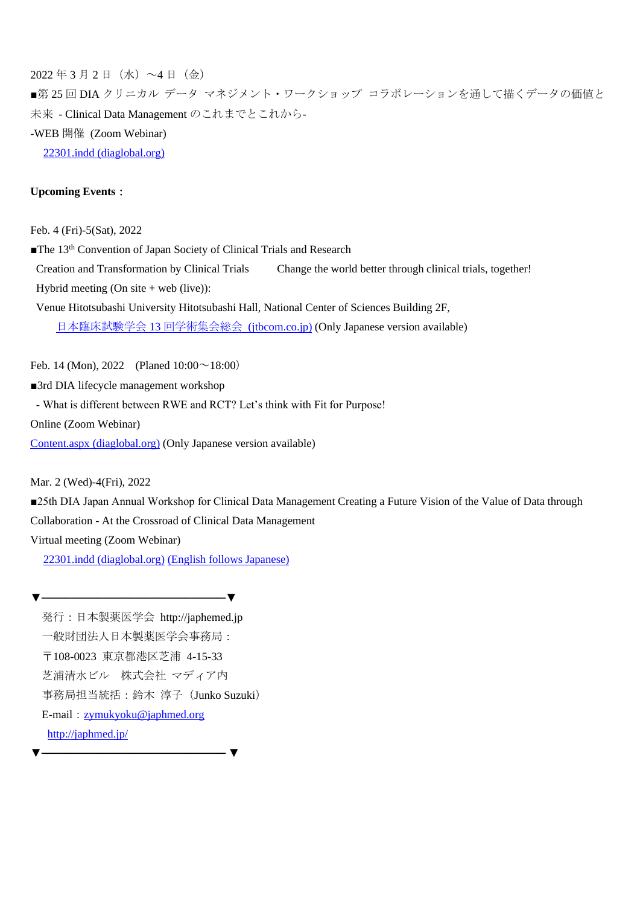2022 年 3 月 2 日（水）～4 日（金）

■第 25 回 DIA クリニカル データ マネジメント・ワークショップ コラボレーションを通して描くデータの価値と未来 - Clinical Data Management のこれまでとこれから-

-WEB 開催 (Zoom Webinar)

22301.indd (diaglobal.org)

**Upcoming Events：**

Feb. 4 (Fri)-5(Sat), 2022

■The 13th Convention of Japan Society of Clinical Trials and Research

Creation and Transformation by Clinical Trials　　Change the world better through clinical trials, together!

Hybrid meeting (On site + web (live)):

Venue Hitotsubashi University Hitotsubashi Hall, National Center of Sciences Building 2F,

日本臨床試験学会 13 回学術集会総会 (jtbcom.co.jp) (Only Japanese version available)

Feb. 14 (Mon), 2022　(Planed 10:00～18:00)

■3rd DIA lifecycle management workshop

- What is different between RWE and RCT? Let's think with Fit for Purpose!

Online (Zoom Webinar)

Content.aspx (diaglobal.org) (Only Japanese version available)

Mar. 2 (Wed)-4(Fri), 2022

■25th DIA Japan Annual Workshop for Clinical Data Management Creating a Future Vision of the Value of Data through Collaboration - At the Crossroad of Clinical Data Management

Virtual meeting (Zoom Webinar)

22301.indd (diaglobal.org) (English follows Japanese)

▼——————————————▼

発行：日本製薬医学会 http://japhemed.jp

一般財団法人日本製薬医学会事務局：

〒108-0023 東京都港区芝浦 4-15-33

芝浦清水ビル　株式会社 マディア内

事務局担当統括：鈴木 淳子（Junko Suzuki）

E-mail：zymukyoku@japhmed.org

http://japhmed.jp/

▼——————————————▼